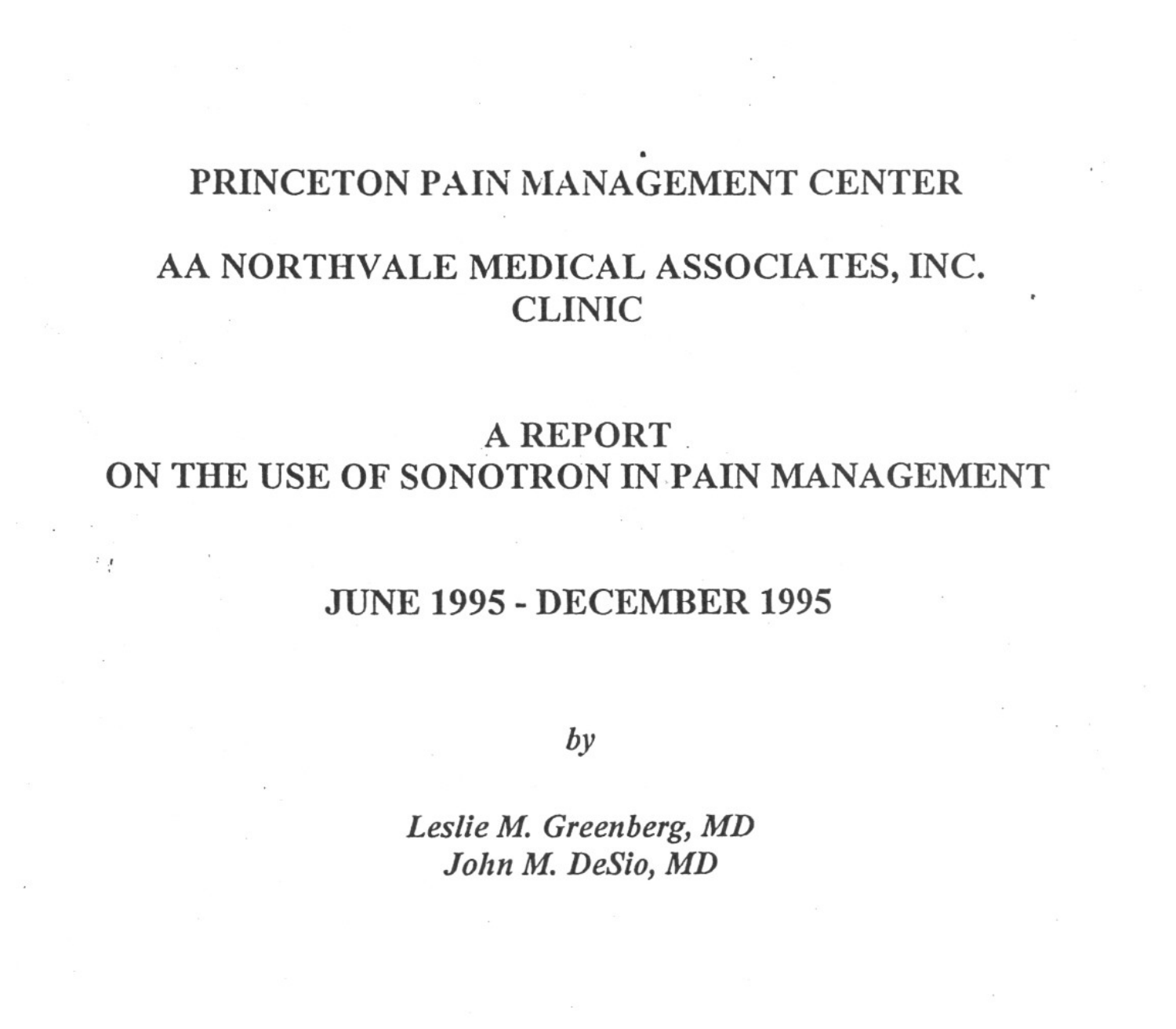# PRINCETON PAIN MANAGEMENT CENTER

## AA NORTHVALE MEDICAL ASSOCIATES, INC. CLINIC

## A REPORT ON THE USE OF SONOTRON IN PAIN MANAGEMENT

## JUNE 1995 - DECEMBER 1995

*by*

*Leslie M. Greenberg, MD*
*John M. DeSio, MD*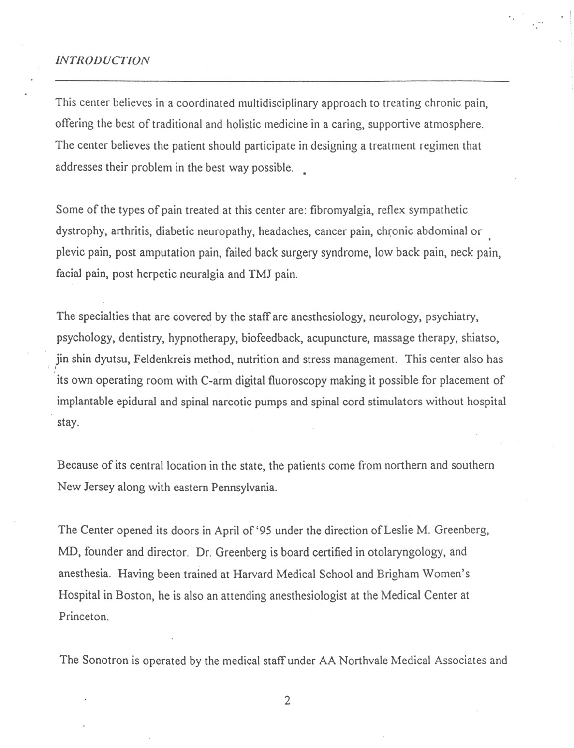*INTRODUCTION*

---

This center believes in a coordinated multidisciplinary approach to treating chronic pain, offering the best of traditional and holistic medicine in a caring, supportive atmosphere. The center believes the patient should participate in designing a treatment regimen that addresses their problem in the best way possible.

Some of the types of pain treated at this center are: fibromyalgia, reflex sympathetic dystrophy, arthritis, diabetic neuropathy, headaches, cancer pain, chronic abdominal or plevic pain, post amputation pain, failed back surgery syndrome, low back pain, neck pain, facial pain, post herpetic neuralgia and TMJ pain.

The specialties that are covered by the staff are anesthesiology, neurology, psychiatry, psychology, dentistry, hypnotherapy, biofeedback, acupuncture, massage therapy, shiatso, jin shin dyutsu, Feldenkreis method, nutrition and stress management. This center also has its own operating room with C-arm digital fluoroscopy making it possible for placement of implantable epidural and spinal narcotic pumps and spinal cord stimulators without hospital stay.

Because of its central location in the state, the patients come from northern and southern New Jersey along with eastern Pennsylvania.

The Center opened its doors in April of '95 under the direction of Leslie M. Greenberg, MD, founder and director. Dr. Greenberg is board certified in otolaryngology, and anesthesia. Having been trained at Harvard Medical School and Brigham Women's Hospital in Boston, he is also an attending anesthesiologist at the Medical Center at Princeton.

The Sonotron is operated by the medical staff under AA Northvale Medical Associates and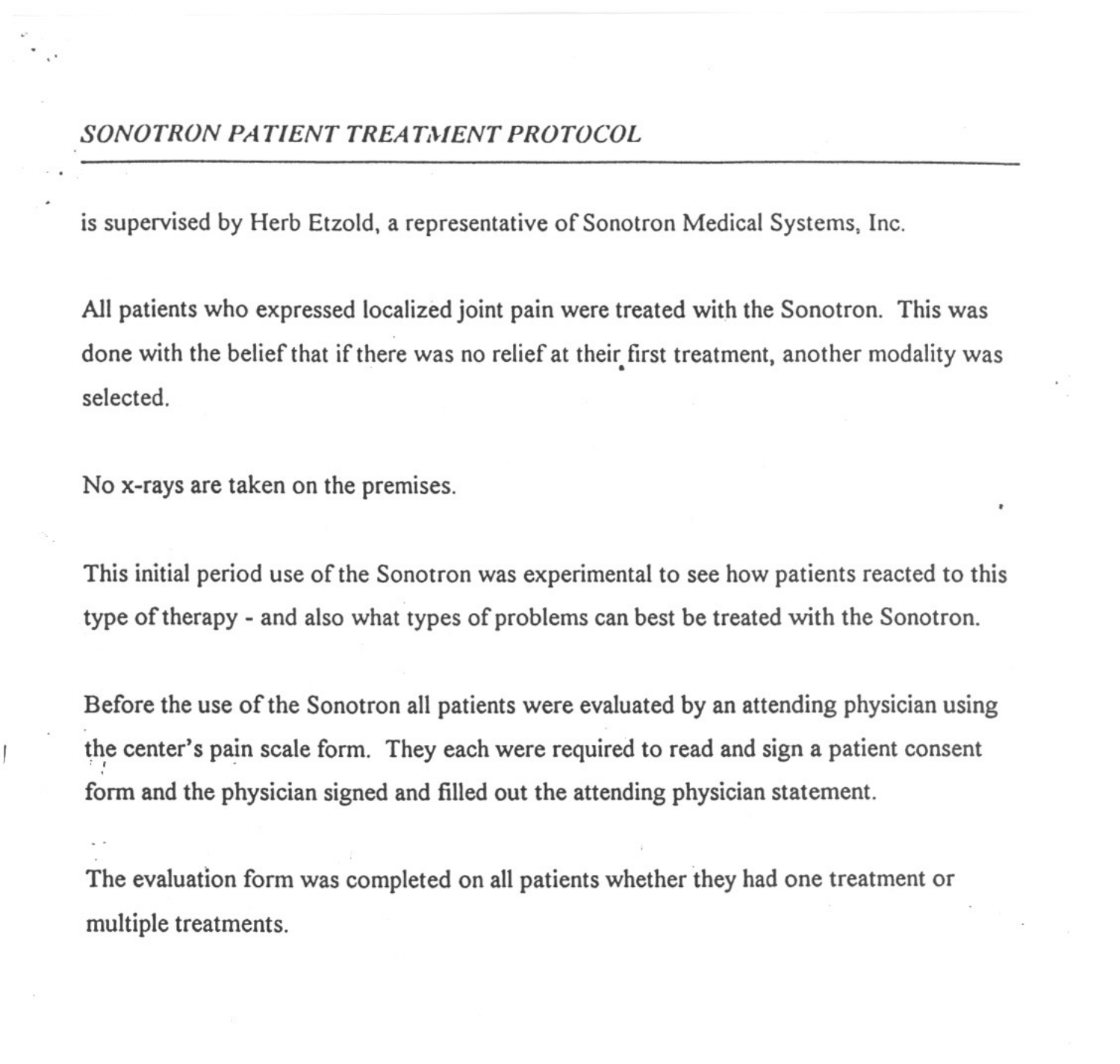*SONOTRON PATIENT TREATMENT PROTOCOL*

is supervised by Herb Etzold, a representative of Sonotron Medical Systems, Inc.

All patients who expressed localized joint pain were treated with the Sonotron. This was done with the belief that if there was no relief at their first treatment, another modality was selected.

No x-rays are taken on the premises.

This initial period use of the Sonotron was experimental to see how patients reacted to this type of therapy - and also what types of problems can best be treated with the Sonotron.

Before the use of the Sonotron all patients were evaluated by an attending physician using the center's pain scale form. They each were required to read and sign a patient consent form and the physician signed and filled out the attending physician statement.

The evaluation form was completed on all patients whether they had one treatment or multiple treatments.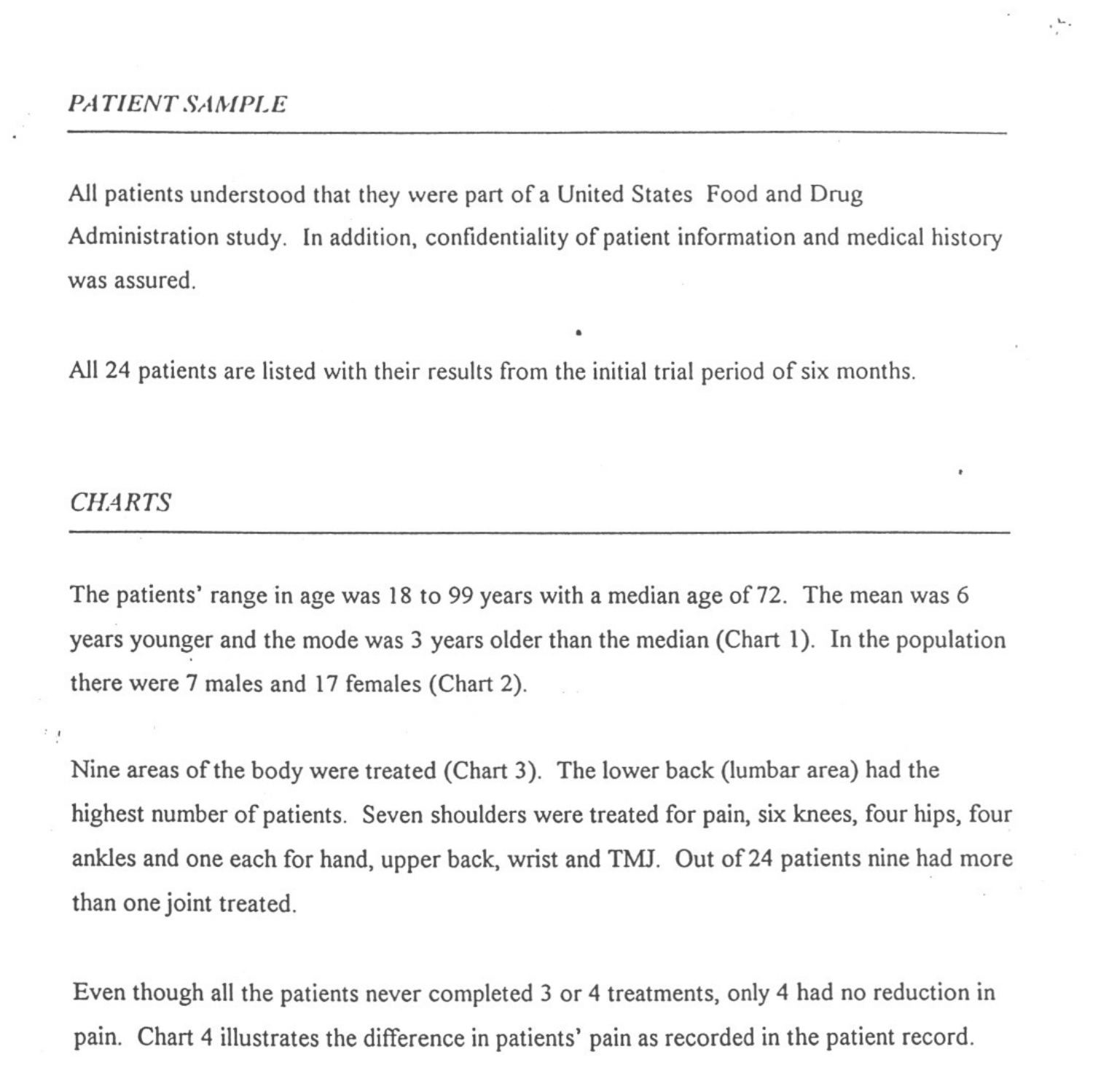## *PATIENT SAMPLE*

All patients understood that they were part of a United States Food and Drug Administration study. In addition, confidentiality of patient information and medical history was assured.

All 24 patients are listed with their results from the initial trial period of six months.

## *CHARTS*

The patients' range in age was 18 to 99 years with a median age of 72. The mean was 6 years younger and the mode was 3 years older than the median (Chart 1). In the population there were 7 males and 17 females (Chart 2).

Nine areas of the body were treated (Chart 3). The lower back (lumbar area) had the highest number of patients. Seven shoulders were treated for pain, six knees, four hips, four ankles and one each for hand, upper back, wrist and TMJ. Out of 24 patients nine had more than one joint treated.

Even though all the patients never completed 3 or 4 treatments, only 4 had no reduction in pain. Chart 4 illustrates the difference in patients' pain as recorded in the patient record.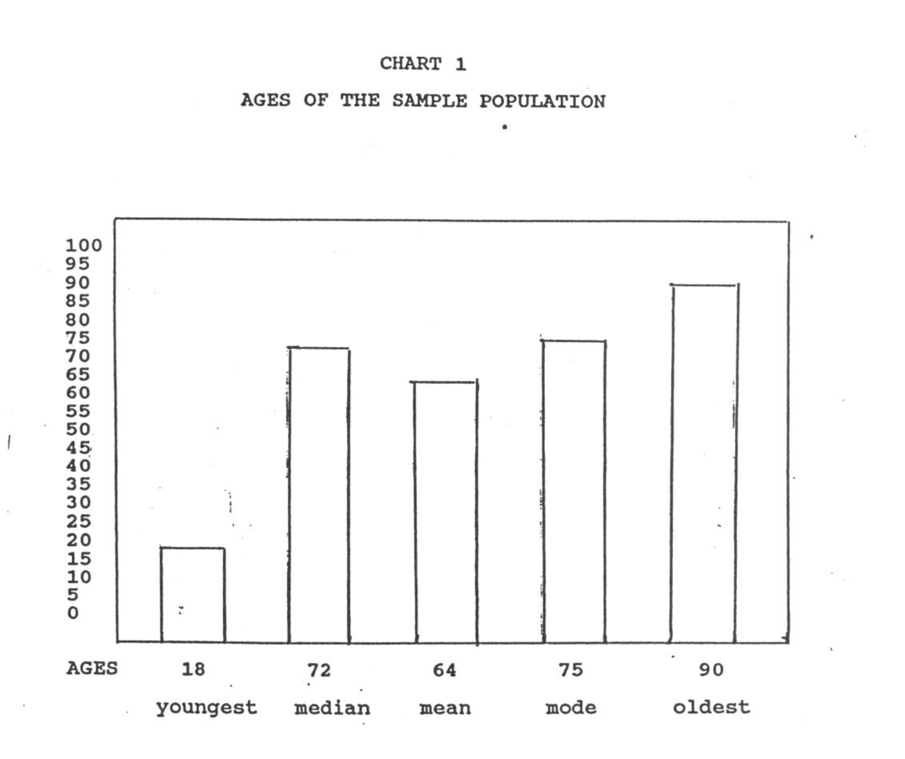CHART 1

AGES OF THE SAMPLE POPULATION

| AGES | 18 | 72 | 64 | 75 | 90 |
|---|---|---|---|---|---|
| | youngest | median | mean | mode | oldest |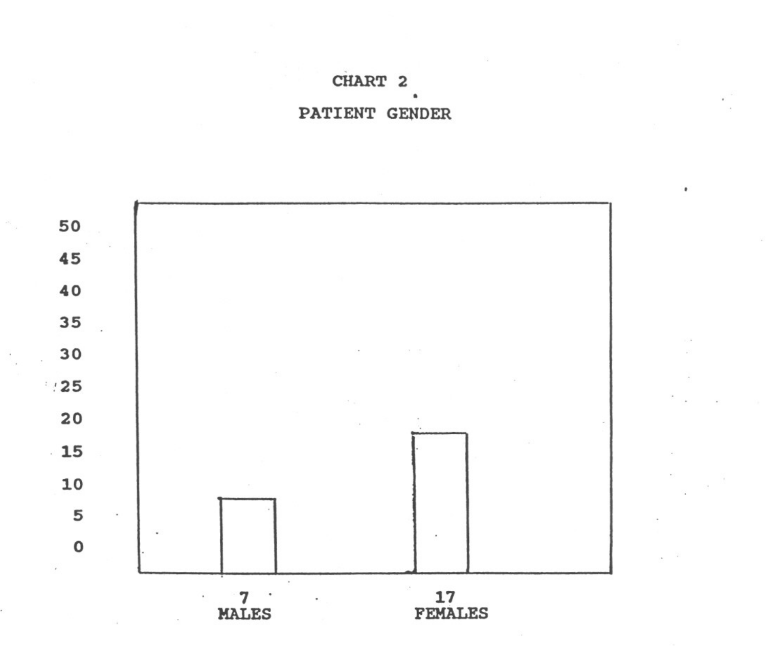CHART 2

PATIENT GENDER

| Gender | Number of patients |
| --- | --- |
| MALES | 7 |
| FEMALES | 17 |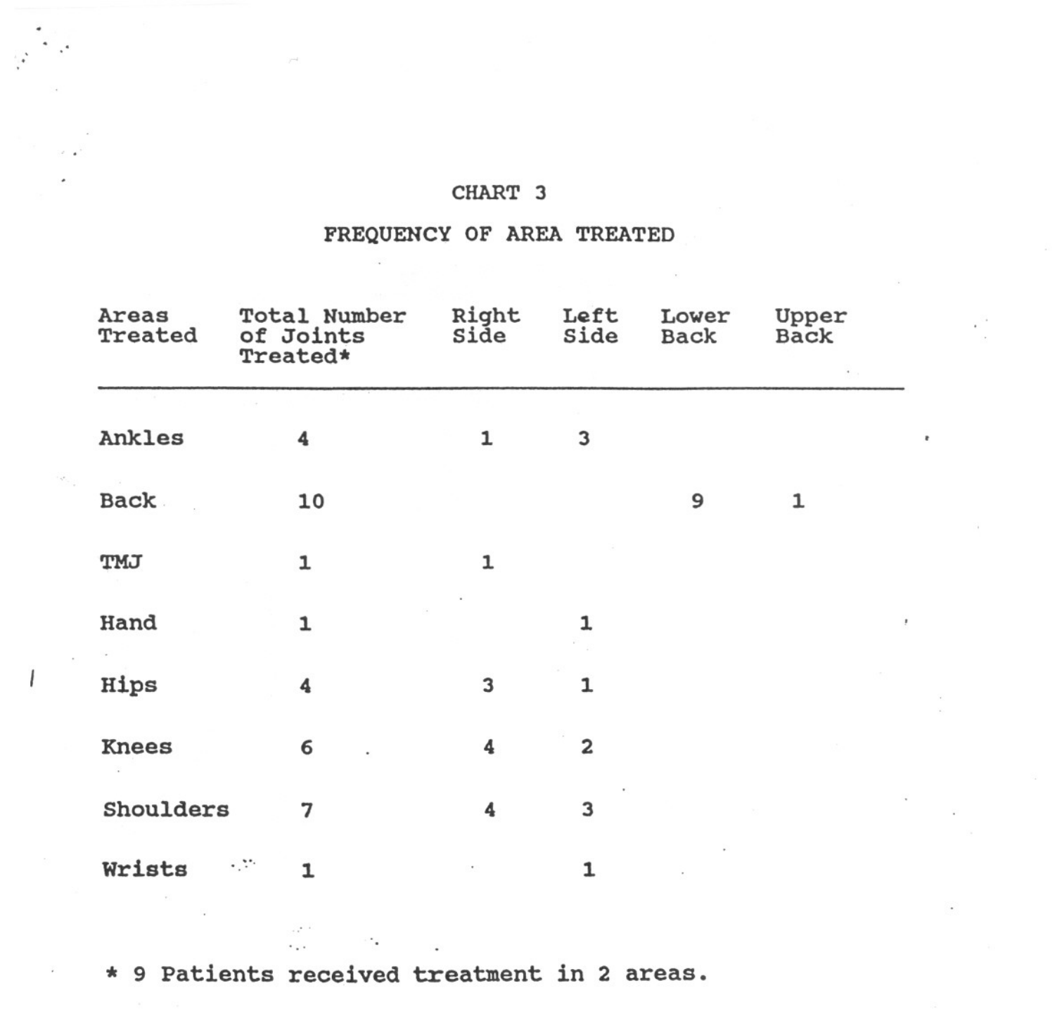CHART 3

FREQUENCY OF AREA TREATED

| Areas Treated | Total Number of Joints Treated* | Right Side | Left Side | Lower Back | Upper Back |
|---|---|---|---|---|---|
| Ankles | 4 | 1 | 3 | | |
| Back | 10 | | | 9 | 1 |
| TMJ | 1 | 1 | | | |
| Hand | 1 | | 1 | | |
| Hips | 4 | 3 | 1 | | |
| Knees | 6 | 4 | 2 | | |
| Shoulders | 7 | 4 | 3 | | |
| Wrists | 1 | | 1 | | |

* 9 Patients received treatment in 2 areas.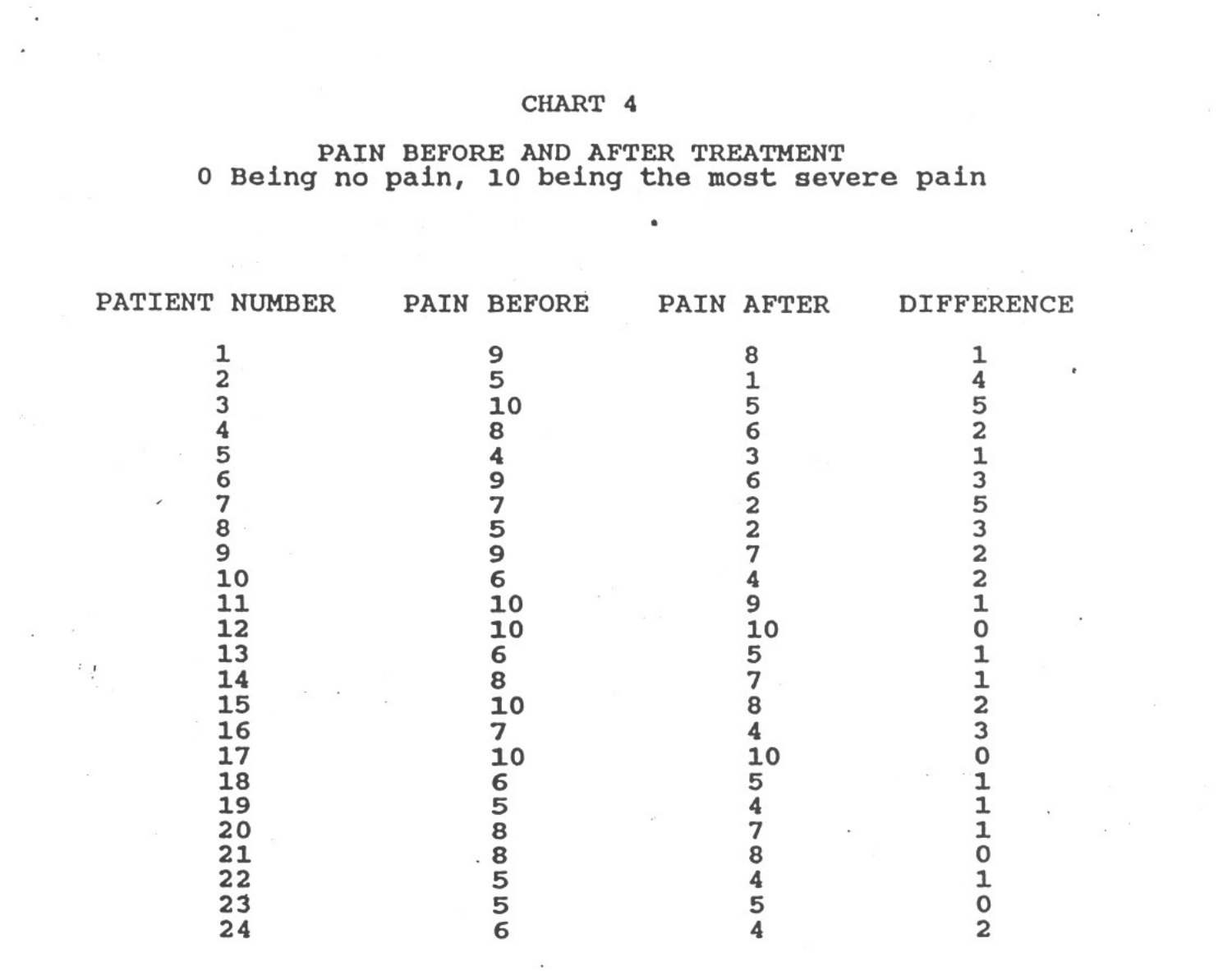# CHART 4

## PAIN BEFORE AND AFTER TREATMENT
0 Being no pain, 10 being the most severe pain

| PATIENT NUMBER | PAIN BEFORE | PAIN AFTER | DIFFERENCE |
|---|---|---|---|
| 1 | 9 | 8 | 1 |
| 2 | 5 | 1 | 4 |
| 3 | 10 | 5 | 5 |
| 4 | 8 | 6 | 2 |
| 5 | 4 | 3 | 1 |
| 6 | 9 | 6 | 3 |
| 7 | 7 | 2 | 5 |
| 8 | 5 | 2 | 3 |
| 9 | 9 | 7 | 2 |
| 10 | 6 | 4 | 2 |
| 11 | 10 | 9 | 1 |
| 12 | 10 | 10 | 0 |
| 13 | 6 | 5 | 1 |
| 14 | 8 | 7 | 1 |
| 15 | 10 | 8 | 2 |
| 16 | 7 | 4 | 3 |
| 17 | 10 | 10 | 0 |
| 18 | 6 | 5 | 1 |
| 19 | 5 | 4 | 1 |
| 20 | 8 | 7 | 1 |
| 21 | 8 | 8 | 0 |
| 22 | 5 | 4 | 1 |
| 23 | 5 | 5 | 0 |
| 24 | 6 | 4 | 2 |